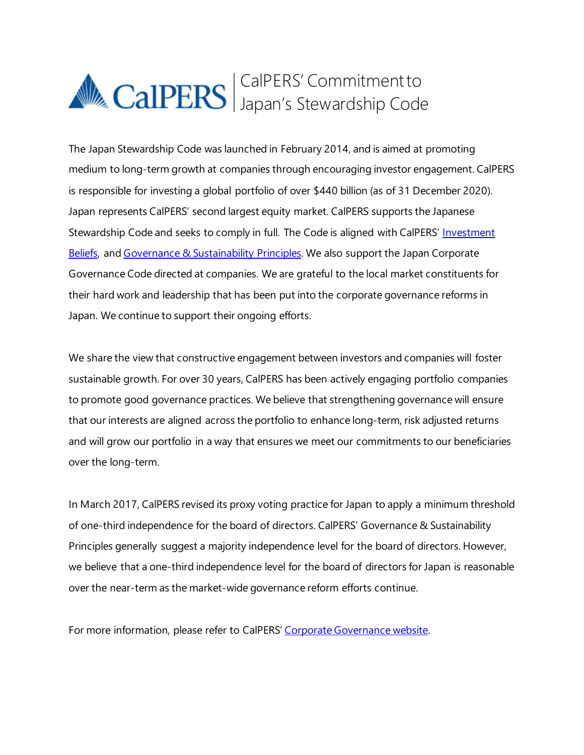# CalPERS | CalPERS' Commitment to Japan's Stewardship Code

The Japan Stewardship Code was launched in February 2014, and is aimed at promoting medium to long-term growth at companies through encouraging investor engagement. CalPERS is responsible for investing a global portfolio of over $440 billion (as of 31 December 2020). Japan represents CalPERS' second largest equity market. CalPERS supports the Japanese Stewardship Code and seeks to comply in full. The Code is aligned with CalPERS' Investment Beliefs, and Governance & Sustainability Principles. We also support the Japan Corporate Governance Code directed at companies. We are grateful to the local market constituents for their hard work and leadership that has been put into the corporate governance reforms in Japan. We continue to support their ongoing efforts.

We share the view that constructive engagement between investors and companies will foster sustainable growth. For over 30 years, CalPERS has been actively engaging portfolio companies to promote good governance practices. We believe that strengthening governance will ensure that our interests are aligned across the portfolio to enhance long-term, risk adjusted returns and will grow our portfolio in a way that ensures we meet our commitments to our beneficiaries over the long-term.

In March 2017, CalPERS revised its proxy voting practice for Japan to apply a minimum threshold of one-third independence for the board of directors. CalPERS' Governance & Sustainability Principles generally suggest a majority independence level for the board of directors. However, we believe that a one-third independence level for the board of directors for Japan is reasonable over the near-term as the market-wide governance reform efforts continue.

For more information, please refer to CalPERS' Corporate Governance website.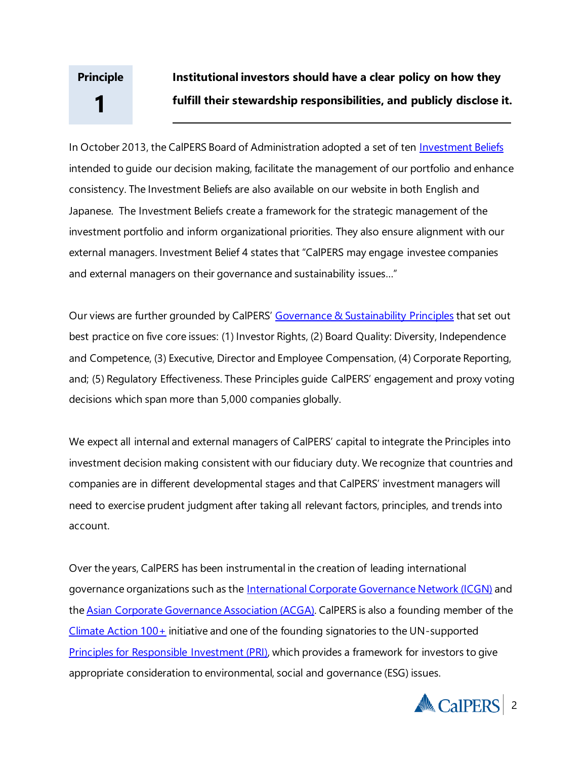## Principle 1

**Institutional investors should have a clear policy on how they fulfill their stewardship responsibilities, and publicly disclose it.**

In October 2013, the CalPERS Board of Administration adopted a set of ten Investment Beliefs intended to guide our decision making, facilitate the management of our portfolio and enhance consistency. The Investment Beliefs are also available on our website in both English and Japanese. The Investment Beliefs create a framework for the strategic management of the investment portfolio and inform organizational priorities. They also ensure alignment with our external managers. Investment Belief 4 states that "CalPERS may engage investee companies and external managers on their governance and sustainability issues…"

Our views are further grounded by CalPERS' Governance & Sustainability Principles that set out best practice on five core issues: (1) Investor Rights, (2) Board Quality: Diversity, Independence and Competence, (3) Executive, Director and Employee Compensation, (4) Corporate Reporting, and; (5) Regulatory Effectiveness. These Principles guide CalPERS' engagement and proxy voting decisions which span more than 5,000 companies globally.

We expect all internal and external managers of CalPERS' capital to integrate the Principles into investment decision making consistent with our fiduciary duty. We recognize that countries and companies are in different developmental stages and that CalPERS' investment managers will need to exercise prudent judgment after taking all relevant factors, principles, and trends into account.

Over the years, CalPERS has been instrumental in the creation of leading international governance organizations such as the International Corporate Governance Network (ICGN) and the Asian Corporate Governance Association (ACGA). CalPERS is also a founding member of the Climate Action 100+ initiative and one of the founding signatories to the UN-supported Principles for Responsible Investment (PRI), which provides a framework for investors to give appropriate consideration to environmental, social and governance (ESG) issues.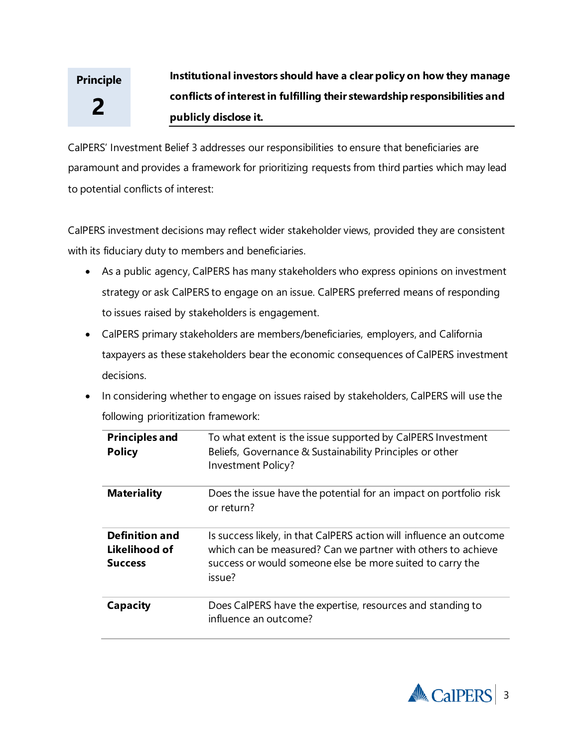## Principle 2

**Institutional investors should have a clear policy on how they manage conflicts of interest in fulfilling their stewardship responsibilities and publicly disclose it.**

CalPERS' Investment Belief 3 addresses our responsibilities to ensure that beneficiaries are paramount and provides a framework for prioritizing requests from third parties which may lead to potential conflicts of interest:

CalPERS investment decisions may reflect wider stakeholder views, provided they are consistent with its fiduciary duty to members and beneficiaries.

- As a public agency, CalPERS has many stakeholders who express opinions on investment strategy or ask CalPERS to engage on an issue. CalPERS preferred means of responding to issues raised by stakeholders is engagement.
- CalPERS primary stakeholders are members/beneficiaries, employers, and California taxpayers as these stakeholders bear the economic consequences of CalPERS investment decisions.
- In considering whether to engage on issues raised by stakeholders, CalPERS will use the following prioritization framework:

| | |
|---|---|
| **Principles and Policy** | To what extent is the issue supported by CalPERS Investment Beliefs, Governance & Sustainability Principles or other Investment Policy? |
| **Materiality** | Does the issue have the potential for an impact on portfolio risk or return? |
| **Definition and Likelihood of Success** | Is success likely, in that CalPERS action will influence an outcome which can be measured? Can we partner with others to achieve success or would someone else be more suited to carry the issue? |
| **Capacity** | Does CalPERS have the expertise, resources and standing to influence an outcome? |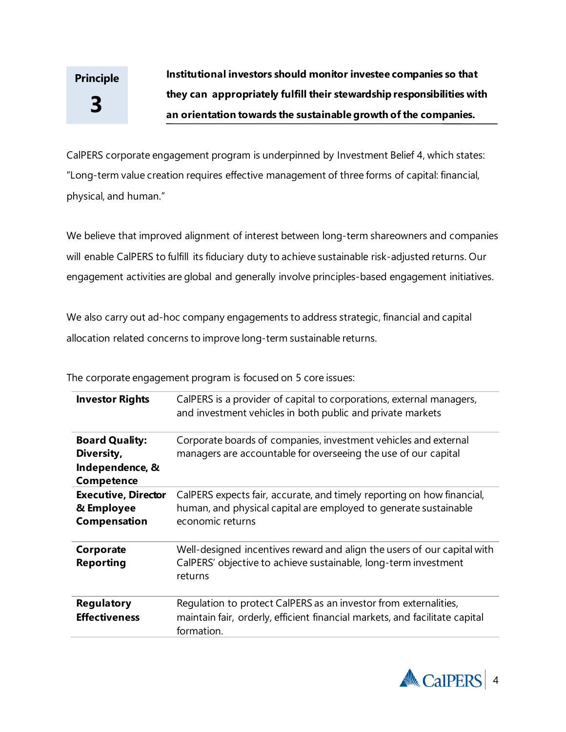## Principle 3

**Institutional investors should monitor investee companies so that they can appropriately fulfill their stewardship responsibilities with an orientation towards the sustainable growth of the companies.**

CalPERS corporate engagement program is underpinned by Investment Belief 4, which states: "Long-term value creation requires effective management of three forms of capital: financial, physical, and human."

We believe that improved alignment of interest between long-term shareowners and companies will enable CalPERS to fulfill its fiduciary duty to achieve sustainable risk-adjusted returns. Our engagement activities are global and generally involve principles-based engagement initiatives.

We also carry out ad-hoc company engagements to address strategic, financial and capital allocation related concerns to improve long-term sustainable returns.

The corporate engagement program is focused on 5 core issues:

| | |
|---|---|
| **Investor Rights** | CalPERS is a provider of capital to corporations, external managers, and investment vehicles in both public and private markets |
| **Board Quality: Diversity, Independence, & Competence** | Corporate boards of companies, investment vehicles and external managers are accountable for overseeing the use of our capital |
| **Executive, Director & Employee Compensation** | CalPERS expects fair, accurate, and timely reporting on how financial, human, and physical capital are employed to generate sustainable economic returns |
| **Corporate Reporting** | Well-designed incentives reward and align the users of our capital with CalPERS' objective to achieve sustainable, long-term investment returns |
| **Regulatory Effectiveness** | Regulation to protect CalPERS as an investor from externalities, maintain fair, orderly, efficient financial markets, and facilitate capital formation. |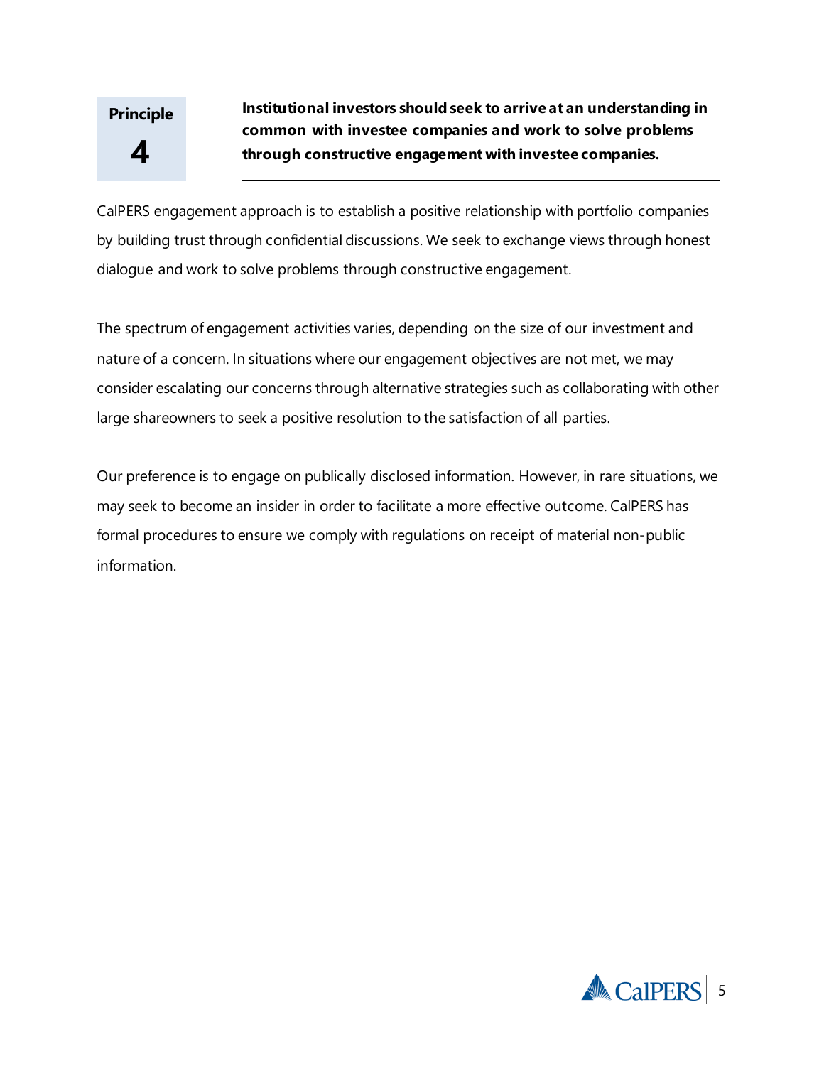## Principle 4

**Institutional investors should seek to arrive at an understanding in common with investee companies and work to solve problems through constructive engagement with investee companies.**

CalPERS engagement approach is to establish a positive relationship with portfolio companies by building trust through confidential discussions. We seek to exchange views through honest dialogue and work to solve problems through constructive engagement.

The spectrum of engagement activities varies, depending on the size of our investment and nature of a concern. In situations where our engagement objectives are not met, we may consider escalating our concerns through alternative strategies such as collaborating with other large shareowners to seek a positive resolution to the satisfaction of all parties.

Our preference is to engage on publically disclosed information. However, in rare situations, we may seek to become an insider in order to facilitate a more effective outcome. CalPERS has formal procedures to ensure we comply with regulations on receipt of material non-public information.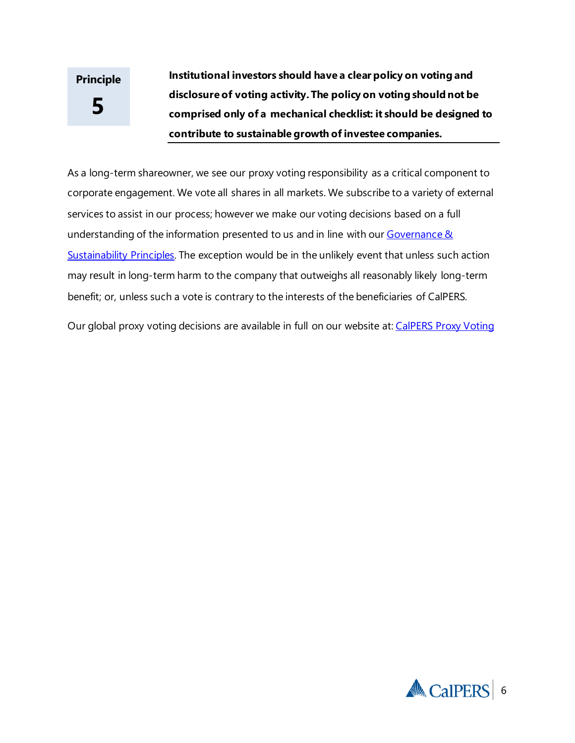**Principle 5**

**Institutional investors should have a clear policy on voting and disclosure of voting activity. The policy on voting should not be comprised only of a mechanical checklist: it should be designed to contribute to sustainable growth of investee companies.**

As a long-term shareowner, we see our proxy voting responsibility as a critical component to corporate engagement. We vote all shares in all markets. We subscribe to a variety of external services to assist in our process; however we make our voting decisions based on a full understanding of the information presented to us and in line with our Governance & Sustainability Principles. The exception would be in the unlikely event that unless such action may result in long-term harm to the company that outweighs all reasonably likely long-term benefit; or, unless such a vote is contrary to the interests of the beneficiaries of CalPERS.

Our global proxy voting decisions are available in full on our website at: CalPERS Proxy Voting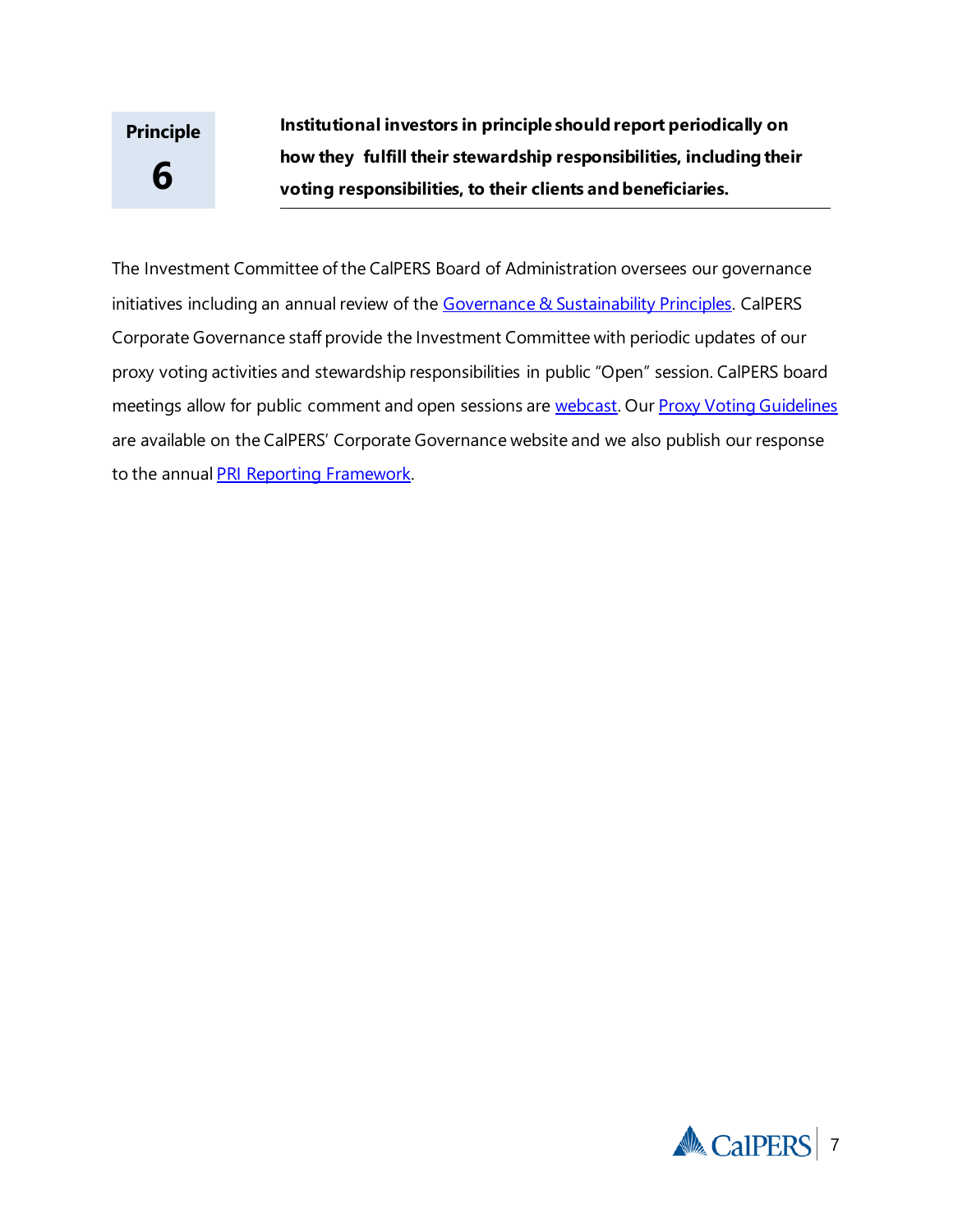## Principle 6

**Institutional investors in principle should report periodically on how they fulfill their stewardship responsibilities, including their voting responsibilities, to their clients and beneficiaries.**

The Investment Committee of the CalPERS Board of Administration oversees our governance initiatives including an annual review of the Governance & Sustainability Principles. CalPERS Corporate Governance staff provide the Investment Committee with periodic updates of our proxy voting activities and stewardship responsibilities in public "Open" session. CalPERS board meetings allow for public comment and open sessions are webcast. Our Proxy Voting Guidelines are available on the CalPERS' Corporate Governance website and we also publish our response to the annual PRI Reporting Framework.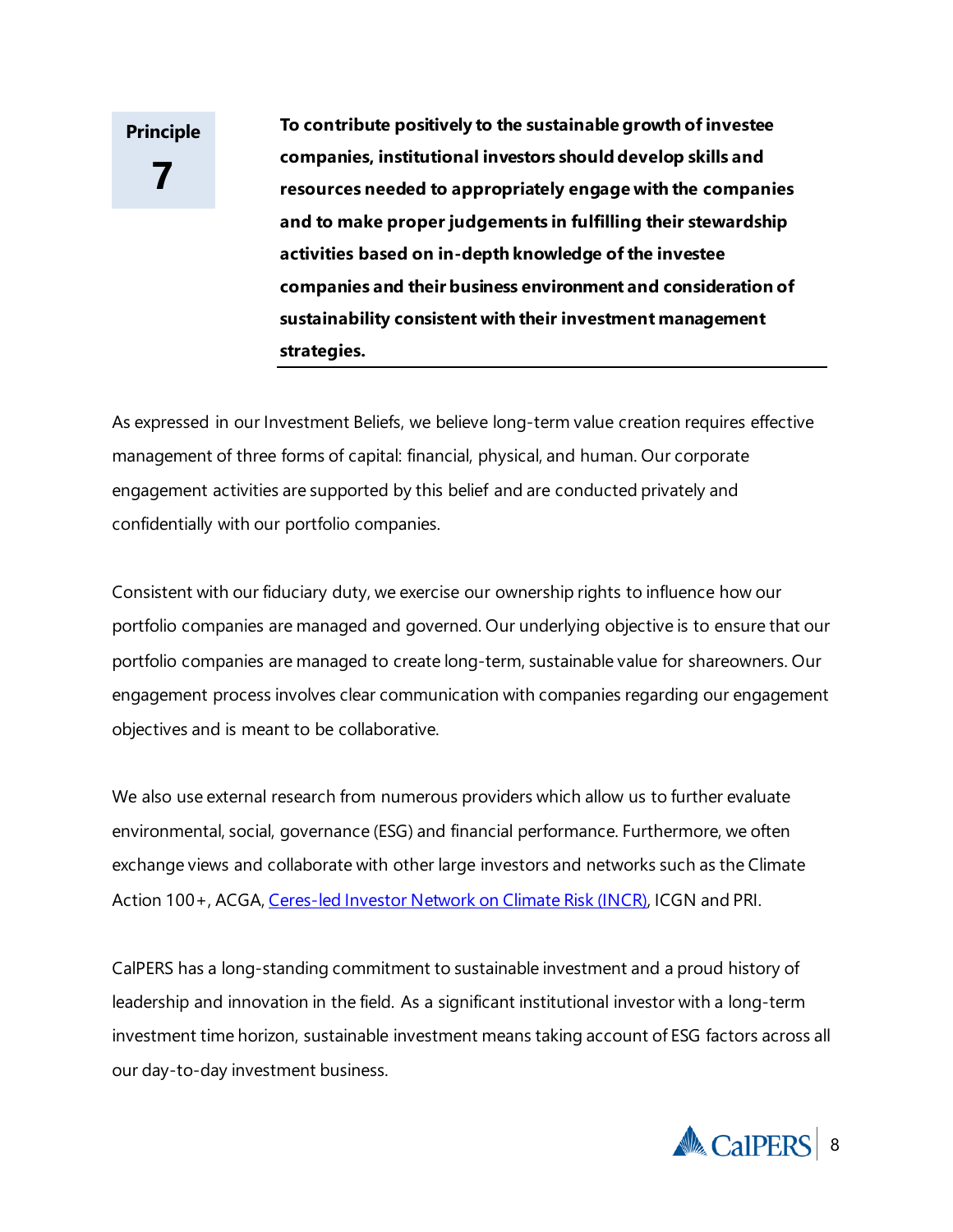## Principle 7

**To contribute positively to the sustainable growth of investee companies, institutional investors should develop skills and resources needed to appropriately engage with the companies and to make proper judgements in fulfilling their stewardship activities based on in-depth knowledge of the investee companies and their business environment and consideration of sustainability consistent with their investment management strategies.**

As expressed in our Investment Beliefs, we believe long-term value creation requires effective management of three forms of capital: financial, physical, and human. Our corporate engagement activities are supported by this belief and are conducted privately and confidentially with our portfolio companies.

Consistent with our fiduciary duty, we exercise our ownership rights to influence how our portfolio companies are managed and governed. Our underlying objective is to ensure that our portfolio companies are managed to create long-term, sustainable value for shareowners. Our engagement process involves clear communication with companies regarding our engagement objectives and is meant to be collaborative.

We also use external research from numerous providers which allow us to further evaluate environmental, social, governance (ESG) and financial performance. Furthermore, we often exchange views and collaborate with other large investors and networks such as the Climate Action 100+, ACGA, Ceres-led Investor Network on Climate Risk (INCR), ICGN and PRI.

CalPERS has a long-standing commitment to sustainable investment and a proud history of leadership and innovation in the field. As a significant institutional investor with a long-term investment time horizon, sustainable investment means taking account of ESG factors across all our day-to-day investment business.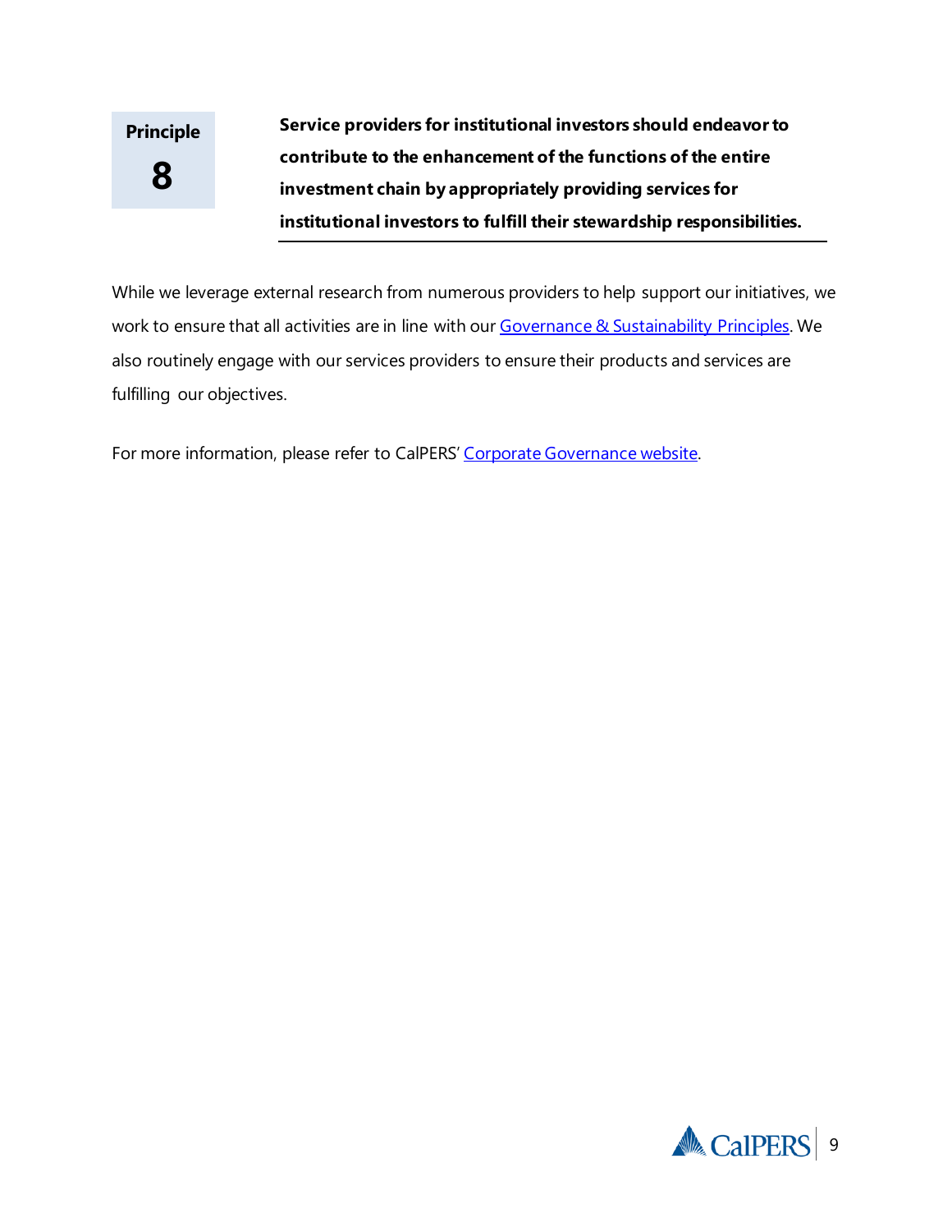## Principle 8

**Service providers for institutional investors should endeavor to contribute to the enhancement of the functions of the entire investment chain by appropriately providing services for institutional investors to fulfill their stewardship responsibilities.**

While we leverage external research from numerous providers to help support our initiatives, we work to ensure that all activities are in line with our Governance & Sustainability Principles. We also routinely engage with our services providers to ensure their products and services are fulfilling our objectives.

For more information, please refer to CalPERS' Corporate Governance website.